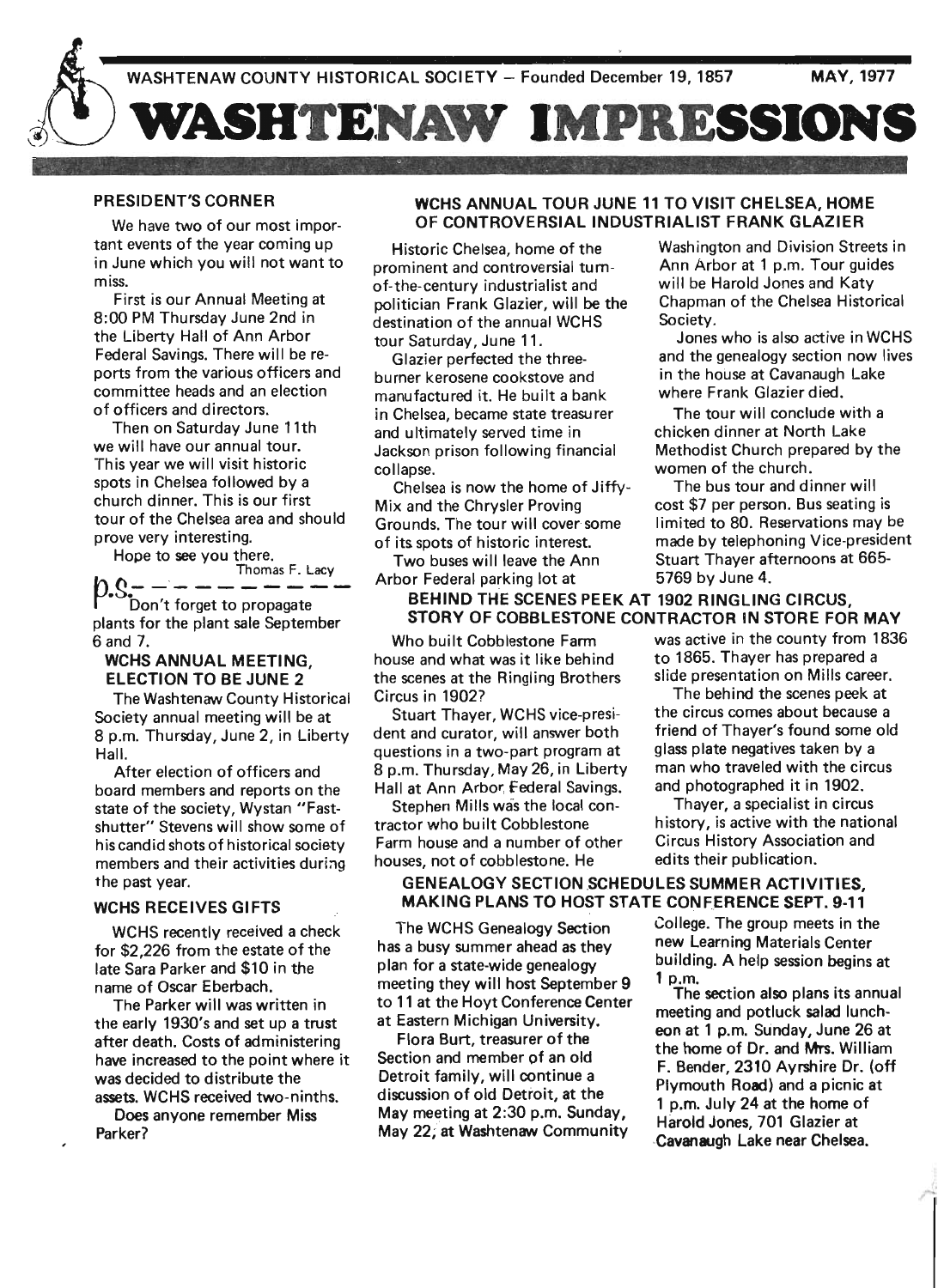WASHTENAW COUNTY HISTORICAL SOCIETY – Founded December 19, 1857 MAY, 1977

# WASHTENAW IMPRESSIONS

## PRESIDENT'S CORNER

We have two of our most important events of the year coming up in June which you will not want to miss.

First is our Annual Meeting at 8:00 PM Thursday June 2nd in the Liberty Hall of Ann Arbor Federal Savings. There will be reports from the various officers and committee heads and an election of officers and directors.

Then on Saturday June 11th we will have our annual tour. This year we will visit historic spots in Chelsea followed by a church dinner. This is our first tour of the Chelsea area and should prove very interesting.

Hope to see you there.

Thomas F. Lacy

P.S. Don't forget to propagate plants for the plant sale September 6 and 7.

## WCHS ANNUAL MEETING, ELECTION TO BE JUNE 2

The Washtenaw County Historical Society annual meeting will be at 8 p.m. Thursday, June 2, in Liberty Hall.

After election of officers and board members and reports on the state of the society, Wystan "Fastshutter" Stevens will show some of his candid shots of historical society members and their activities during the past year.

## WCHS RECEIVES GIFTS

WCHS recently received a check for $2,226 from the estate of the late Sara Parker and $10 in the name of Oscar Eberbach.

The Parker will was written in the early 1930's and set up a trust after death. Costs of administering have increased to the point where it was decided to distribute the assets. WCHS received two-ninths.

Does anyone remember Miss Parker?

## WCHS ANNUAL TOUR JUNE 11 TO VISIT CHELSEA, HOME OF CONTROVERSIAL INDUSTRIALIST FRANK GLAZIER

Historic Chelsea, home of the prominent and controversial turn-of-the-century industrialist and politician Frank Glazier, will be the destination of the annual WCHS tour Saturday, June 11.

Glazier perfected the three-burner kerosene cookstove and manufactured it. He built a bank in Chelsea, became state treasurer and ultimately served time in Jackson prison following financial collapse.

Chelsea is now the home of Jiffy-Mix and the Chrysler Proving Grounds. The tour will cover some of its spots of historic interest.

Two buses will leave the Ann Arbor Federal parking lot at Washington and Division Streets in Ann Arbor at 1 p.m. Tour guides will be Harold Jones and Katy Chapman of the Chelsea Historical Society.

Jones who is also active in WCHS and the genealogy section now lives in the house at Cavanaugh Lake where Frank Glazier died.

The tour will conclude with a chicken dinner at North Lake Methodist Church prepared by the women of the church.

The bus tour and dinner will cost $7 per person. Bus seating is limited to 80. Reservations may be made by telephoning Vice-president Stuart Thayer afternoons at 665-5769 by June 4.

## BEHIND THE SCENES PEEK AT 1902 RINGLING CIRCUS, STORY OF COBBLESTONE CONTRACTOR IN STORE FOR MAY

Who built Cobblestone Farm house and what was it like behind the scenes at the Ringling Brothers Circus in 1902?

Stuart Thayer, WCHS vice-president and curator, will answer both questions in a two-part program at 8 p.m. Thursday, May 26, in Liberty Hall at Ann Arbor Federal Savings.

Stephen Mills was the local contractor who built Cobblestone Farm house and a number of other houses, not of cobblestone. He was active in the county from 1836 to 1865. Thayer has prepared a slide presentation on Mills career.

The behind the scenes peek at the circus comes about because a friend of Thayer's found some old glass plate negatives taken by a man who traveled with the circus and photographed it in 1902.

Thayer, a specialist in circus history, is active with the national Circus History Association and edits their publication.

## GENEALOGY SECTION SCHEDULES SUMMER ACTIVITIES, MAKING PLANS TO HOST STATE CONFERENCE SEPT. 9-11

The WCHS Genealogy Section has a busy summer ahead as they plan for a state-wide genealogy meeting they will host September 9 to 11 at the Hoyt Conference Center at Eastern Michigan University.

Flora Burt, treasurer of the Section and member of an old Detroit family, will continue a discussion of old Detroit, at the May meeting at 2:30 p.m. Sunday, May 22, at Washtenaw Community College. The group meets in the new Learning Materials Center building. A help session begins at 1 p.m.

The section also plans its annual meeting and potluck salad luncheon at 1 p.m. Sunday, June 26 at the home of Dr. and Mrs. William F. Bender, 2310 Ayrshire Dr. (off Plymouth Road) and a picnic at 1 p.m. July 24 at the home of Harold Jones, 701 Glazier at Cavanaugh Lake near Chelsea.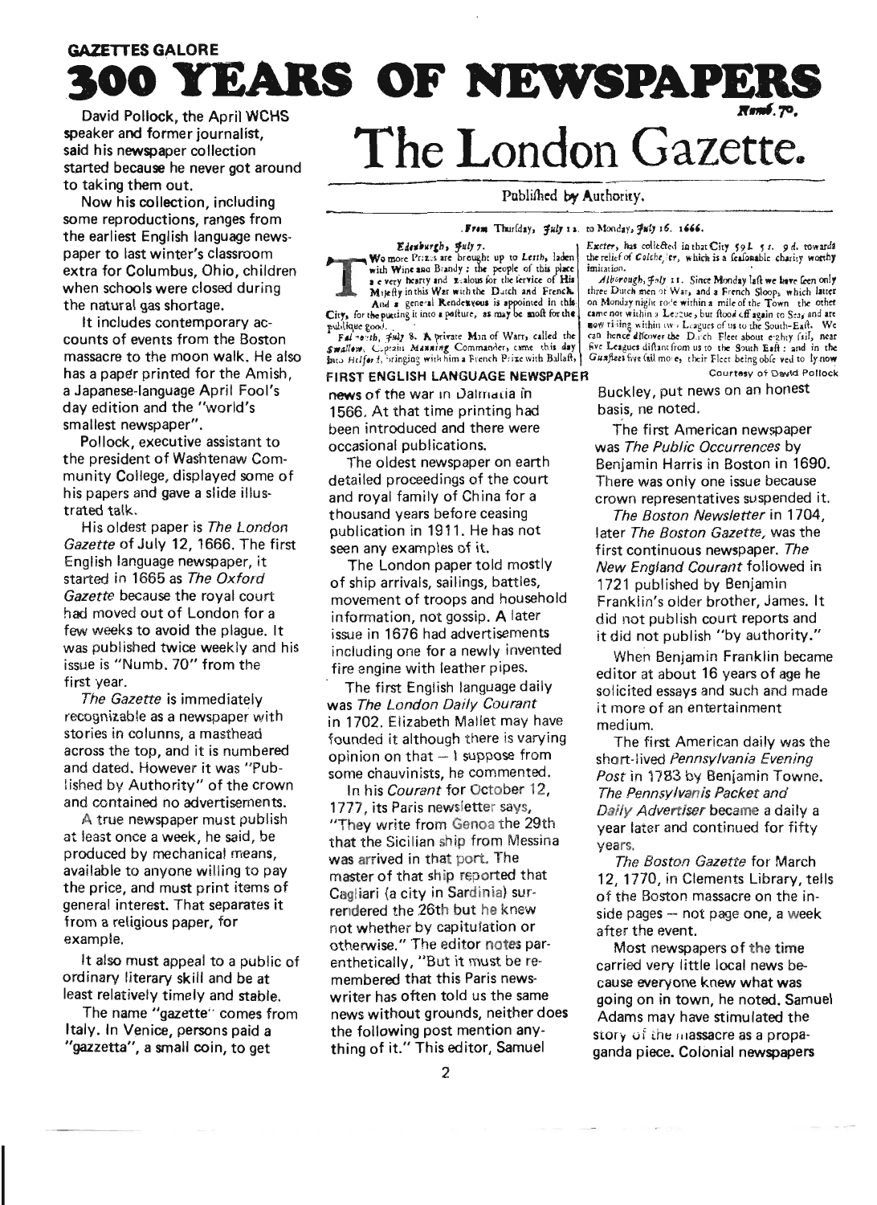## GAZETTES GALORE

# 300 YEARS OF NEWSPAPERS

David Pollock, the April WCHS speaker and former journalist, said his newspaper collection started because he never got around to taking them out.

Now his collection, including some reproductions, ranges from the earliest English language newspaper to last winter's classroom extra for Columbus, Ohio, children when schools were closed during the natural gas shortage.

It includes contemporary accounts of events from the Boston massacre to the moon walk. He also has a paper printed for the Amish, a Japanese-language April Fool's day edition and the "world's smallest newspaper".

Pollock, executive assistant to the president of Washtenaw Community College, displayed some of his papers and gave a slide illustrated talk.

His oldest paper is *The London Gazette* of July 12, 1666. The first English language newspaper, it started in 1665 as *The Oxford Gazette* because the royal court had moved out of London for a few weeks to avoid the plague. It was published twice weekly and his issue is "Numb. 70" from the first year.

*The Gazette* is immediately recognizable as a newspaper with stories in columns, a masthead across the top, and it is numbered and dated. However it was "Published by Authority" of the crown and contained no advertisements.

A true newspaper must publish at least once a week, he said, be produced by mechanical means, available to anyone willing to pay the price, and must print items of general interest. That separates it from a religious paper, for example.

It also must appeal to a public of ordinary literary skill and be at least relatively timely and stable.

The name "gazette" comes from Italy. In Venice, persons paid a "gazzetta", a small coin, to get

Numb. 70.

# The London Gazette.

Publiſhed by Authority.

From Thurſday, July 12. to Monday, July 16. 1666.

*Edenburgh, July 7.*

Two more Prizes are brought up to *Leith*, laden with Wine and Brandy: the people of this place are very hearty and zealous for the ſervice of His Majeſty in this War with the Dutch and French. And a general Rendezvous is appointed in this City, for the putting it into a poſture, as may be moſt for the publique good.

*Falmouth, July 8.* A private Man of Warr, called the *Swallow*, Captain *Manning* Commander, came this day into *Helford*, bringing with him a French Prize with Ballaſt,

*Exeter*, has collected in that City 59 *l.* 5 *s.* 9 *d.* towards the relief of *Colcheſter*, which is a ſeaſonable charity worthy imitation.

*Alborough, July 11.* Since Monday laſt we have ſeen only three Dutch men of War, and a French Sloop, which latter on Monday night rode within a mile of the Town the other came not within a League, but ſtood off again to Sea, and are now riding within two Leagues of us to the South-Eaſt. We can hence diſcover the Dutch Fleet about eighty ſail, near five Leagues diſtant from us to the South Eaſt: and in the *Gunfleet* five (ſail more, their Fleet being obſerved to ly now

FIRST ENGLISH LANGUAGE NEWSPAPER

Courtesy of David Pollock

news of the war in Dalmatia in 1566. At that time printing had been introduced and there were occasional publications.

The oldest newspaper on earth detailed proceedings of the court and royal family of China for a thousand years before ceasing publication in 1911. He has not seen any examples of it.

The London paper told mostly of ship arrivals, sailings, battles, movement of troops and household information, not gossip. A later issue in 1676 had advertisements including one for a newly invented fire engine with leather pipes.

The first English language daily was *The London Daily Courant* in 1702. Elizabeth Mallet may have founded it although there is varying opinion on that — I suppose from some chauvinists, he commented.

In his *Courant* for October 12, 1777, its Paris newsletter says, "They write from Genoa the 29th that the Sicilian ship from Messina was arrived in that port. The master of that ship reported that Cagliari (a city in Sardinia) surrendered the 26th but he knew not whether by capitulation or otherwise." The editor notes parenthetically, "But it must be remembered that this Paris newswriter has often told us the same news without grounds, neither does the following post mention anything of it." This editor, Samuel Buckley, put news on an honest basis, he noted.

The first American newspaper was *The Public Occurrences* by Benjamin Harris in Boston in 1690. There was only one issue because crown representatives suspended it.

*The Boston Newsletter* in 1704, later *The Boston Gazette*, was the first continuous newspaper. *The New England Courant* followed in 1721 published by Benjamin Franklin's older brother, James. It did not publish court reports and it did not publish "by authority."

When Benjamin Franklin became editor at about 16 years of age he solicited essays and such and made it more of an entertainment medium.

The first American daily was the short-lived *Pennsylvania Evening Post* in 1783 by Benjamin Towne. *The Pennsylvania Packet and Daily Advertiser* became a daily a year later and continued for fifty years.

*The Boston Gazette* for March 12, 1770, in Clements Library, tells of the Boston massacre on the inside pages — not page one, a week after the event.

Most newspapers of the time carried very little local news because everyone knew what was going on in town, he noted. Samuel Adams may have stimulated the story of the massacre as a propaganda piece. Colonial newspapers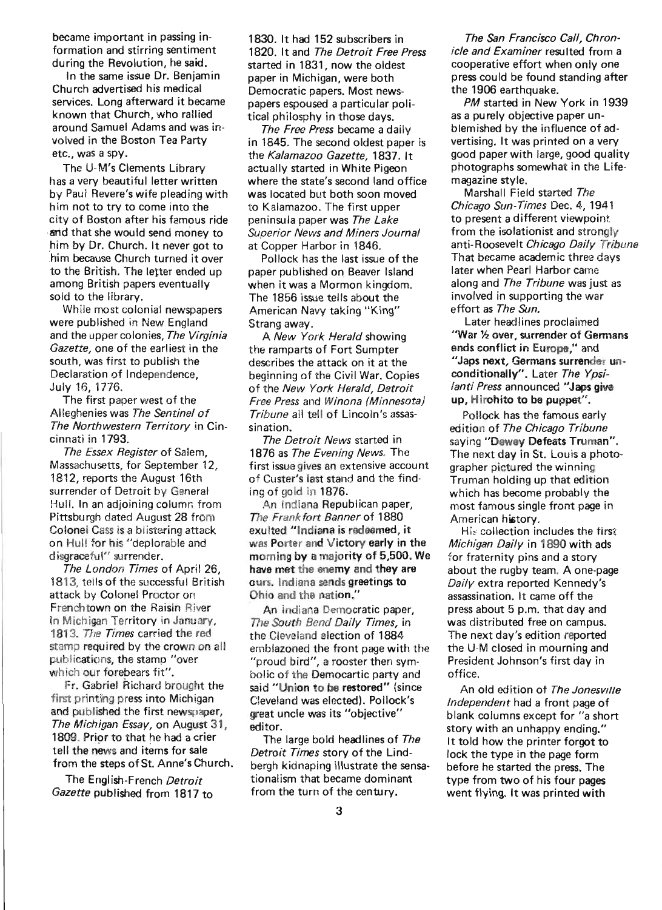became important in passing information and stirring sentiment during the Revolution, he said.

In the same issue Dr. Benjamin Church advertised his medical services. Long afterward it became known that Church, who rallied around Samuel Adams and was involved in the Boston Tea Party etc., was a spy.

The U-M's Clements Library has a very beautiful letter written by Paul Revere's wife pleading with him not to try to come into the city of Boston after his famous ride and that she would send money to him by Dr. Church. It never got to him because Church turned it over to the British. The letter ended up among British papers eventually sold to the library.

While most colonial newspapers were published in New England and the upper colonies, *The Virginia Gazette*, one of the earliest in the south, was first to publish the Declaration of Independence, July 16, 1776.

The first paper west of the Alleghenies was *The Sentinel of The Northwestern Territory* in Cincinnati in 1793.

*The Essex Register* of Salem, Massachusetts, for September 12, 1812, reports the August 16th surrender of Detroit by General Hull. In an adjoining column from Pittsburgh dated August 28 from Colonel Cass is a blistering attack on Hull for his "deplorable and disgraceful" surrender.

*The London Times* of April 26, 1813, tells of the successful British attack by Colonel Proctor on Frenchtown on the Raisin River in Michigan Territory in January, 1813. *The Times* carried the red stamp required by the crown on all publications, the stamp "over which our forebears fit".

Fr. Gabriel Richard brought the first printing press into Michigan and published the first newspaper, *The Michigan Essay*, on August 31, 1809. Prior to that he had a crier tell the news and items for sale from the steps of St. Anne's Church.

The English-French *Detroit Gazette* published from 1817 to 1830. It had 152 subscribers in 1820. It and *The Detroit Free Press* started in 1831, now the oldest paper in Michigan, were both Democratic papers. Most newspapers espoused a particular political philosophy in those days.

*The Free Press* became a daily in 1845. The second oldest paper is the *Kalamazoo Gazette*, 1837. It actually started in White Pigeon where the state's second land office was located but both soon moved to Kalamazoo. The first upper peninsula paper was *The Lake Superior News and Miners Journal* at Copper Harbor in 1846.

Pollock has the last issue of the paper published on Beaver Island when it was a Mormon kingdom. The 1856 issue tells about the American Navy taking "King" Strang away.

A *New York Herald* showing the ramparts of Fort Sumpter describes the attack on it at the beginning of the Civil War. Copies of the *New York Herald, Detroit Free Press* and *Winona (Minnesota) Tribune* all tell of Lincoln's assassination.

*The Detroit News* started in 1876 as *The Evening News*. The first issue gives an extensive account of Custer's last stand and the finding of gold in 1876.

An Indiana Republican paper, *The Frankfort Banner* of 1880 exulted **"Indiana is redeemed, it was Porter and Victory early in the morning by a majority of 5,500. We have met the enemy and they are ours. Indiana sends greetings to Ohio and the nation."**

An Indiana Democratic paper, *The South Bend Daily Times*, in the Cleveland election of 1884 emblazoned the front page with the "proud bird", a rooster then symbolic of the Democartic party and said **"Union to be restored"** (since Cleveland was elected). Pollock's great uncle was its "objective" editor.

The large bold headlines of *The Detroit Times* story of the Lindbergh kidnaping illustrate the sensationalism that became dominant from the turn of the century.

*The San Francisco Call, Chronicle and Examiner* resulted from a cooperative effort when only one press could be found standing after the 1906 earthquake.

*PM* started in New York in 1939 as a purely objective paper unblemished by the influence of advertising. It was printed on a very good paper with large, good quality photographs somewhat in the Life-magazine style.

Marshall Field started *The Chicago Sun-Times* Dec. 4, 1941 to present a different viewpoint from the isolationist and strongly anti-Roosevelt *Chicago Daily Tribune* That became academic three days later when Pearl Harbor came along and *The Tribune* was just as involved in supporting the war effort as *The Sun*.

Later headlines proclaimed **"War ½ over, surrender of Germans ends conflict in Europe,"** and **"Japs next, Germans surrender unconditionally"**. Later *The Ypsilanti Press* announced **"Japs give up, Hirohito to be puppet"**.

Pollock has the famous early edition of *The Chicago Tribune* saying **"Dewey Defeats Truman"**. The next day in St. Louis a photographer pictured the winning Truman holding up that edition which has become probably the most famous single front page in American history.

His collection includes the first *Michigan Daily* in 1890 with ads for fraternity pins and a story about the rugby team. A one-page *Daily* extra reported Kennedy's assassination. It came off the press about 5 p.m. that day and was distributed free on campus. The next day's edition reported the U-M closed in mourning and President Johnson's first day in office.

An old edition of *The Jonesville Independent* had a front page of blank columns except for "a short story with an unhappy ending." It told how the printer forgot to lock the type in the page form before he started the press. The type from two of his four pages went flying. It was printed with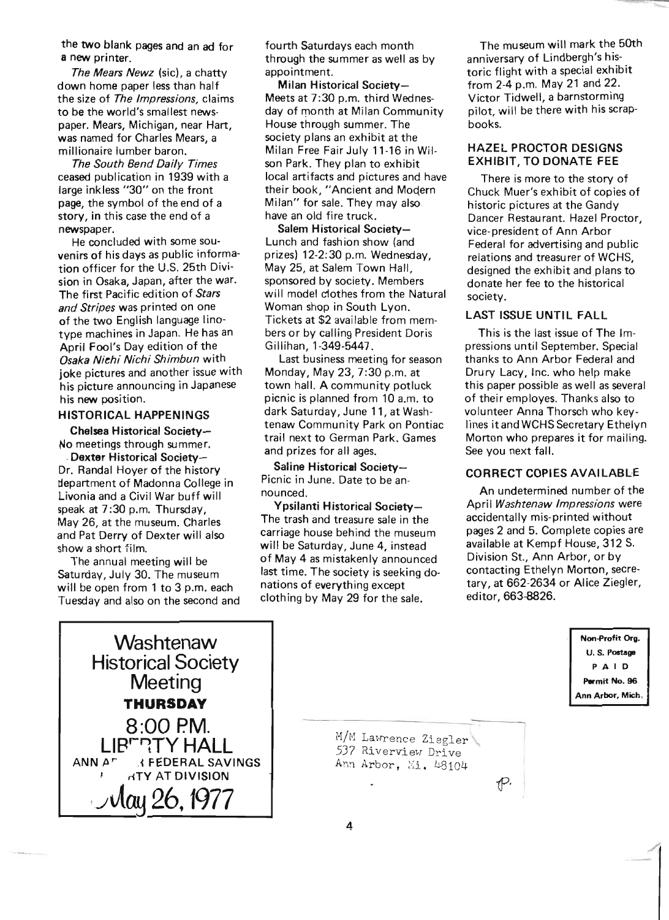the two blank pages and an ad for a new printer.

*The Mears Newz* (sic), a chatty down home paper less than half the size of *The Impressions,* claims to be the world's smallest newspaper. Mears, Michigan, near Hart, was named for Charles Mears, a millionaire lumber baron.

*The South Bend Daily Times* ceased publication in 1939 with a large inkless "30" on the front page, the symbol of the end of a story, in this case the end of a newspaper.

He concluded with some souvenirs of his days as public information officer for the U.S. 25th Division in Osaka, Japan, after the war. The first Pacific edition of *Stars and Stripes* was printed on one of the two English language linotype machines in Japan. He has an April Fool's Day edition of the *Osaka Nichi Nichi Shimbun* with joke pictures and another issue with his picture announcing in Japanese his new position.

### HISTORICAL HAPPENINGS

**Chelsea Historical Society**— No meetings through summer.

**Dexter Historical Society**— Dr. Randal Hoyer of the history department of Madonna College in Livonia and a Civil War buff will speak at 7:30 p.m. Thursday, May 26, at the museum. Charles and Pat Derry of Dexter will also show a short film.

The annual meeting will be Saturday, July 30. The museum will be open from 1 to 3 p.m. each Tuesday and also on the second and fourth Saturdays each month through the summer as well as by appointment.

**Milan Historical Society**— Meets at 7:30 p.m. third Wednesday of month at Milan Community House through summer. The society plans an exhibit at the Milan Free Fair July 11-16 in Wilson Park. They plan to exhibit local artifacts and pictures and have their book, "Ancient and Modern Milan" for sale. They may also have an old fire truck.

**Salem Historical Society**— Lunch and fashion show (and prizes) 12-2:30 p.m. Wednesday, May 25, at Salem Town Hall, sponsored by society. Members will model clothes from the Natural Woman shop in South Lyon. Tickets at $2 available from members or by calling President Doris Gillihan, 1-349-5447.

Last business meeting for season Monday, May 23, 7:30 p.m. at town hall. A community potluck picnic is planned from 10 a.m. to dark Saturday, June 11, at Washtenaw Community Park on Pontiac trail next to German Park. Games and prizes for all ages.

**Saline Historical Society**— Picnic in June. Date to be announced.

**Ypsilanti Historical Society**— The trash and treasure sale in the carriage house behind the museum will be Saturday, June 4, instead of May 4 as mistakenly announced last time. The society is seeking donations of everything except clothing by May 29 for the sale.

The museum will mark the 50th anniversary of Lindbergh's historic flight with a special exhibit from 2-4 p.m. May 21 and 22. Victor Tidwell, a barnstorming pilot, will be there with his scrapbooks.

### HAZEL PROCTOR DESIGNS EXHIBIT, TO DONATE FEE

There is more to the story of Chuck Muer's exhibit of copies of historic pictures at the Gandy Dancer Restaurant. Hazel Proctor, vice-president of Ann Arbor Federal for advertising and public relations and treasurer of WCHS, designed the exhibit and plans to donate her fee to the historical society.

### LAST ISSUE UNTIL FALL

This is the last issue of The Impressions until September. Special thanks to Ann Arbor Federal and Drury Lacy, Inc. who help make this paper possible as well as several of their employes. Thanks also to volunteer Anna Thorsch who keylines it and WCHS Secretary Ethelyn Morton who prepares it for mailing. See you next fall.

### CORRECT COPIES AVAILABLE

An undetermined number of the April *Washtenaw Impressions* were accidentally mis-printed without pages 2 and 5. Complete copies are available at Kempf House, 312 S. Division St., Ann Arbor, or by contacting Ethelyn Morton, secretary, at 662-2634 or Alice Ziegler, editor, 663-8826.

**Washtenaw Historical Society Meeting**
**THURSDAY**
**8:00 P.M.**
**LIBERTY HALL**
**ANN ARBOR FEDERAL SAVINGS**
**LIBERTY AT DIVISION**
**May 26, 1977**

Non-Profit Org.
U. S. Postage
PAID
Permit No. 96
Ann Arbor, Mich.

M/M Lawrence Ziegler
537 Riverview Drive
Ann Arbor, Mi. 48104